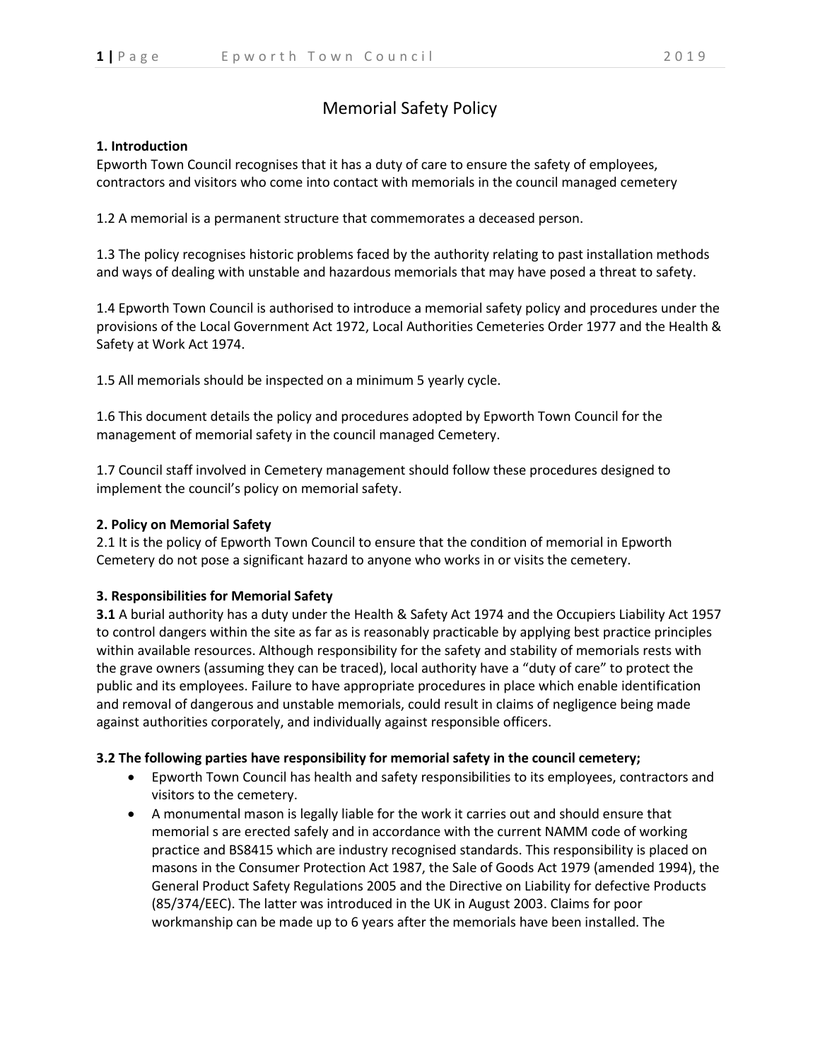# Memorial Safety Policy

**1. Introduction**

Epworth Town Council recognises that it has a duty of care to ensure the safety of employees, contractors and visitors who come into contact with memorials in the council managed cemetery

1.2 A memorial is a permanent structure that commemorates a deceased person.

1.3 The policy recognises historic problems faced by the authority relating to past installation methods and ways of dealing with unstable and hazardous memorials that may have posed a threat to safety.

1.4 Epworth Town Council is authorised to introduce a memorial safety policy and procedures under the provisions of the Local Government Act 1972, Local Authorities Cemeteries Order 1977 and the Health & Safety at Work Act 1974.

1.5 All memorials should be inspected on a minimum 5 yearly cycle.

1.6 This document details the policy and procedures adopted by Epworth Town Council for the management of memorial safety in the council managed Cemetery.

1.7 Council staff involved in Cemetery management should follow these procedures designed to implement the council's policy on memorial safety.

**2. Policy on Memorial Safety**

2.1 It is the policy of Epworth Town Council to ensure that the condition of memorial in Epworth Cemetery do not pose a significant hazard to anyone who works in or visits the cemetery.

**3. Responsibilities for Memorial Safety**

**3.1** A burial authority has a duty under the Health & Safety Act 1974 and the Occupiers Liability Act 1957 to control dangers within the site as far as is reasonably practicable by applying best practice principles within available resources. Although responsibility for the safety and stability of memorials rests with the grave owners (assuming they can be traced), local authority have a "duty of care" to protect the public and its employees. Failure to have appropriate procedures in place which enable identification and removal of dangerous and unstable memorials, could result in claims of negligence being made against authorities corporately, and individually against responsible officers.

**3.2 The following parties have responsibility for memorial safety in the council cemetery;**

- Epworth Town Council has health and safety responsibilities to its employees, contractors and visitors to the cemetery.
- A monumental mason is legally liable for the work it carries out and should ensure that memorial s are erected safely and in accordance with the current NAMM code of working practice and BS8415 which are industry recognised standards. This responsibility is placed on masons in the Consumer Protection Act 1987, the Sale of Goods Act 1979 (amended 1994), the General Product Safety Regulations 2005 and the Directive on Liability for defective Products (85/374/EEC). The latter was introduced in the UK in August 2003. Claims for poor workmanship can be made up to 6 years after the memorials have been installed. The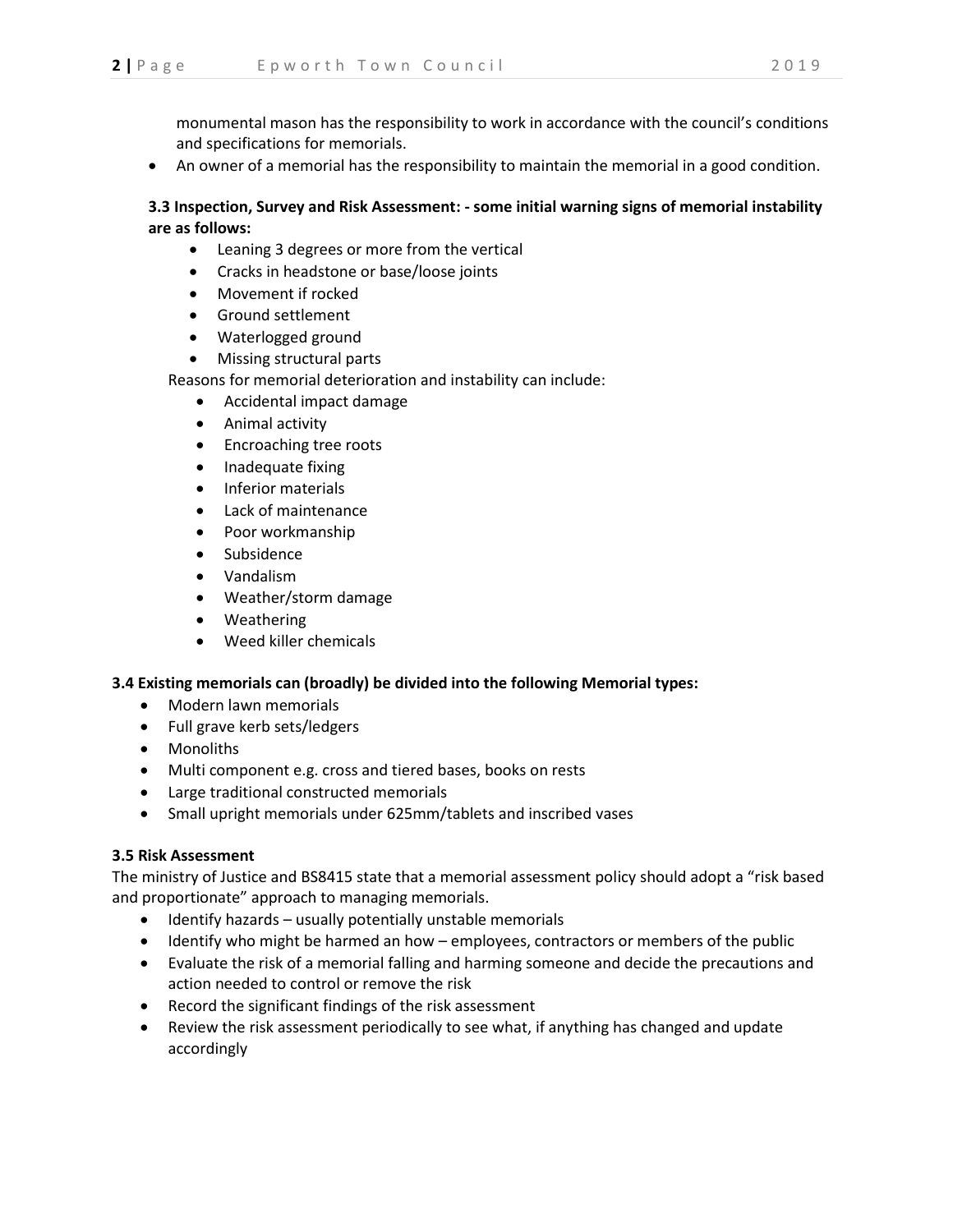monumental mason has the responsibility to work in accordance with the council's conditions and specifications for memorials.

- An owner of a memorial has the responsibility to maintain the memorial in a good condition.

**3.3 Inspection, Survey and Risk Assessment: - some initial warning signs of memorial instability are as follows:**

- Leaning 3 degrees or more from the vertical
- Cracks in headstone or base/loose joints
- Movement if rocked
- Ground settlement
- Waterlogged ground
- Missing structural parts

Reasons for memorial deterioration and instability can include:

- Accidental impact damage
- Animal activity
- Encroaching tree roots
- Inadequate fixing
- Inferior materials
- Lack of maintenance
- Poor workmanship
- Subsidence
- Vandalism
- Weather/storm damage
- Weathering
- Weed killer chemicals

**3.4 Existing memorials can (broadly) be divided into the following Memorial types:**

- Modern lawn memorials
- Full grave kerb sets/ledgers
- Monoliths
- Multi component e.g. cross and tiered bases, books on rests
- Large traditional constructed memorials
- Small upright memorials under 625mm/tablets and inscribed vases

**3.5 Risk Assessment**

The ministry of Justice and BS8415 state that a memorial assessment policy should adopt a "risk based and proportionate" approach to managing memorials.

- Identify hazards – usually potentially unstable memorials
- Identify who might be harmed an how – employees, contractors or members of the public
- Evaluate the risk of a memorial falling and harming someone and decide the precautions and action needed to control or remove the risk
- Record the significant findings of the risk assessment
- Review the risk assessment periodically to see what, if anything has changed and update accordingly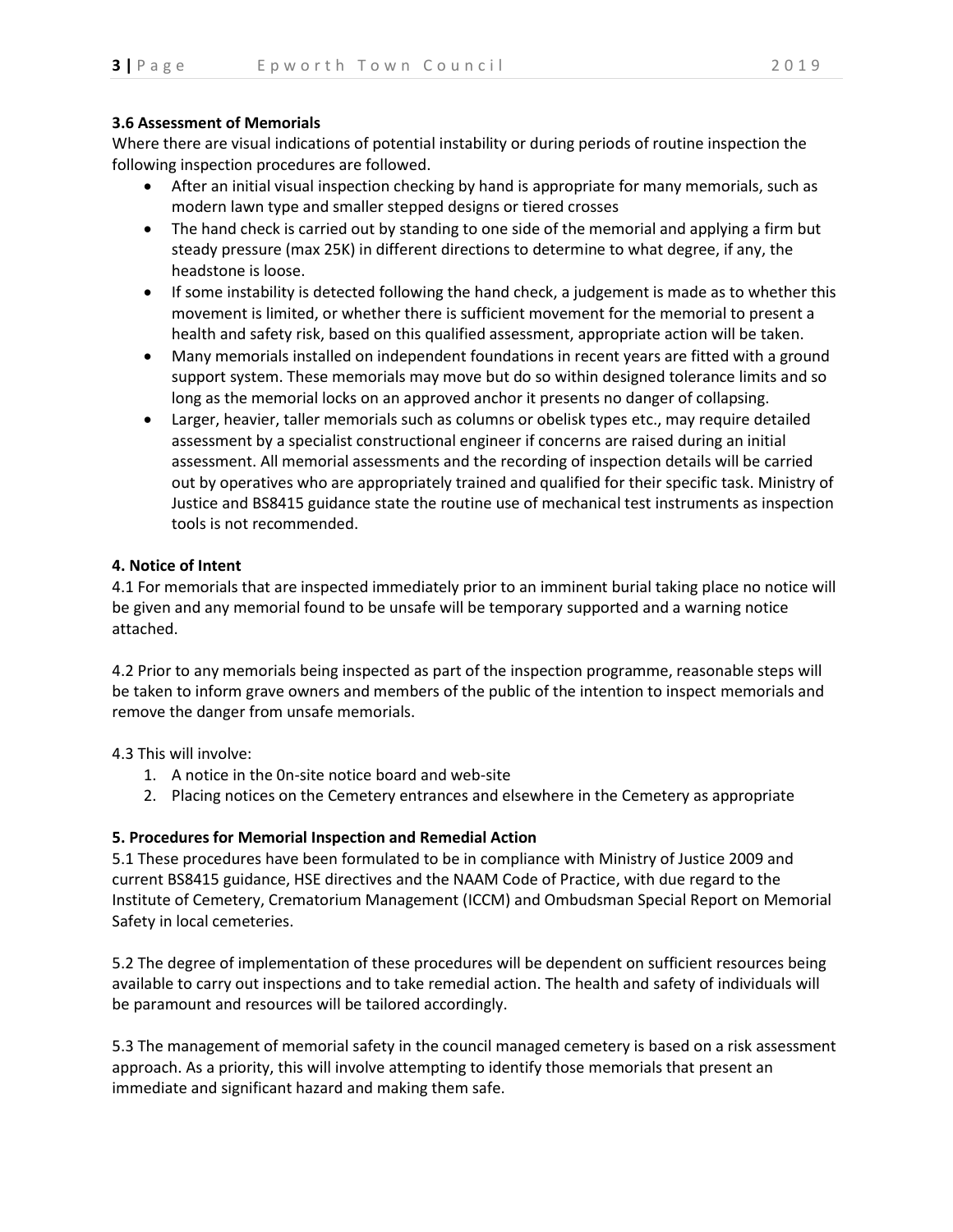**3.6 Assessment of Memorials**

Where there are visual indications of potential instability or during periods of routine inspection the following inspection procedures are followed.

- After an initial visual inspection checking by hand is appropriate for many memorials, such as modern lawn type and smaller stepped designs or tiered crosses
- The hand check is carried out by standing to one side of the memorial and applying a firm but steady pressure (max 25K) in different directions to determine to what degree, if any, the headstone is loose.
- If some instability is detected following the hand check, a judgement is made as to whether this movement is limited, or whether there is sufficient movement for the memorial to present a health and safety risk, based on this qualified assessment, appropriate action will be taken.
- Many memorials installed on independent foundations in recent years are fitted with a ground support system. These memorials may move but do so within designed tolerance limits and so long as the memorial locks on an approved anchor it presents no danger of collapsing.
- Larger, heavier, taller memorials such as columns or obelisk types etc., may require detailed assessment by a specialist constructional engineer if concerns are raised during an initial assessment. All memorial assessments and the recording of inspection details will be carried out by operatives who are appropriately trained and qualified for their specific task. Ministry of Justice and BS8415 guidance state the routine use of mechanical test instruments as inspection tools is not recommended.

**4. Notice of Intent**

4.1 For memorials that are inspected immediately prior to an imminent burial taking place no notice will be given and any memorial found to be unsafe will be temporary supported and a warning notice attached.

4.2 Prior to any memorials being inspected as part of the inspection programme, reasonable steps will be taken to inform grave owners and members of the public of the intention to inspect memorials and remove the danger from unsafe memorials.

4.3 This will involve:

1. A notice in the 0n-site notice board and web-site
2. Placing notices on the Cemetery entrances and elsewhere in the Cemetery as appropriate

**5. Procedures for Memorial Inspection and Remedial Action**

5.1 These procedures have been formulated to be in compliance with Ministry of Justice 2009 and current BS8415 guidance, HSE directives and the NAAM Code of Practice, with due regard to the Institute of Cemetery, Crematorium Management (ICCM) and Ombudsman Special Report on Memorial Safety in local cemeteries.

5.2 The degree of implementation of these procedures will be dependent on sufficient resources being available to carry out inspections and to take remedial action. The health and safety of individuals will be paramount and resources will be tailored accordingly.

5.3 The management of memorial safety in the council managed cemetery is based on a risk assessment approach. As a priority, this will involve attempting to identify those memorials that present an immediate and significant hazard and making them safe.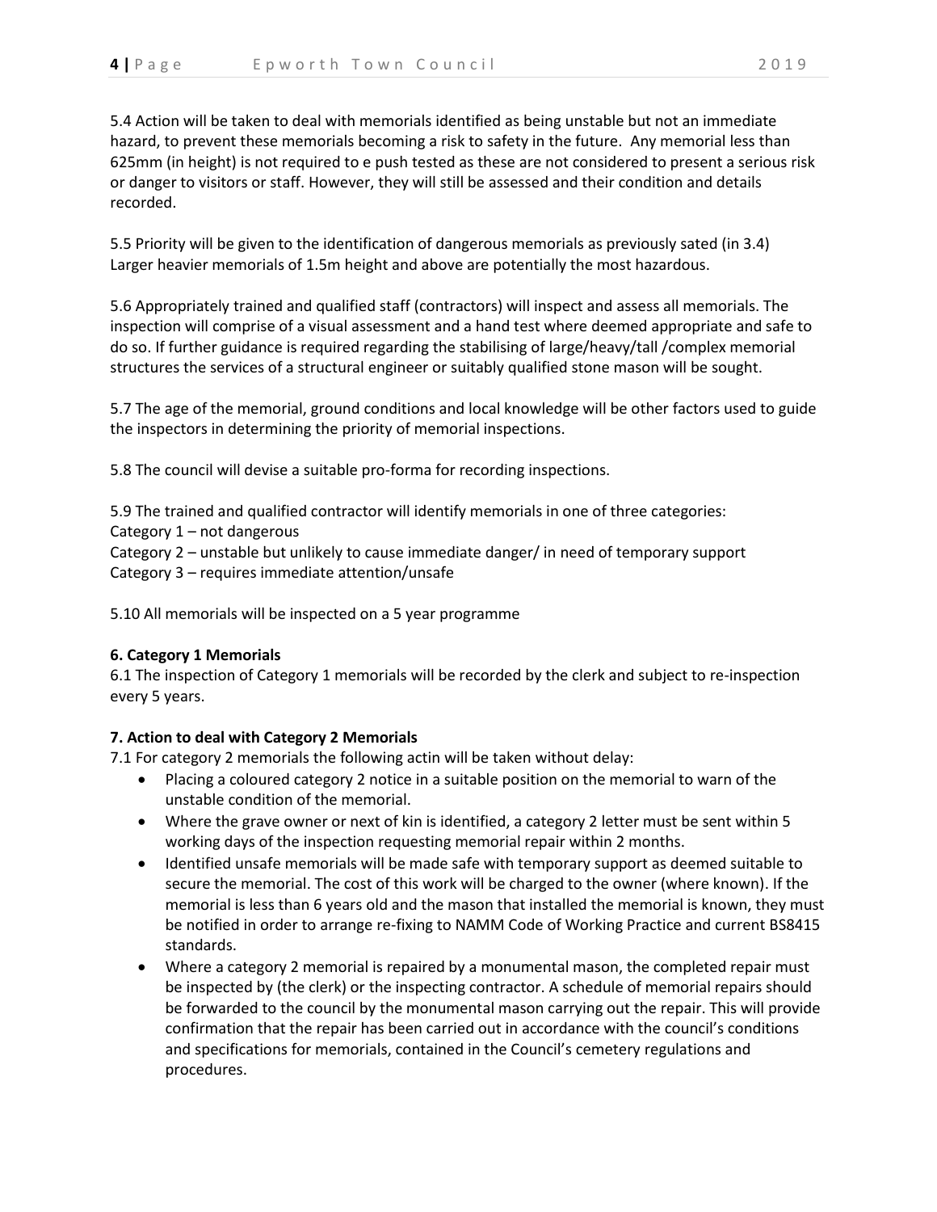5.4 Action will be taken to deal with memorials identified as being unstable but not an immediate hazard, to prevent these memorials becoming a risk to safety in the future. Any memorial less than 625mm (in height) is not required to e push tested as these are not considered to present a serious risk or danger to visitors or staff. However, they will still be assessed and their condition and details recorded.

5.5 Priority will be given to the identification of dangerous memorials as previously sated (in 3.4) Larger heavier memorials of 1.5m height and above are potentially the most hazardous.

5.6 Appropriately trained and qualified staff (contractors) will inspect and assess all memorials. The inspection will comprise of a visual assessment and a hand test where deemed appropriate and safe to do so. If further guidance is required regarding the stabilising of large/heavy/tall /complex memorial structures the services of a structural engineer or suitably qualified stone mason will be sought.

5.7 The age of the memorial, ground conditions and local knowledge will be other factors used to guide the inspectors in determining the priority of memorial inspections.

5.8 The council will devise a suitable pro-forma for recording inspections.

5.9 The trained and qualified contractor will identify memorials in one of three categories:
Category 1 – not dangerous
Category 2 – unstable but unlikely to cause immediate danger/ in need of temporary support
Category 3 – requires immediate attention/unsafe

5.10 All memorials will be inspected on a 5 year programme

**6. Category 1 Memorials**

6.1 The inspection of Category 1 memorials will be recorded by the clerk and subject to re-inspection every 5 years.

**7. Action to deal with Category 2 Memorials**

7.1 For category 2 memorials the following actin will be taken without delay:

- Placing a coloured category 2 notice in a suitable position on the memorial to warn of the unstable condition of the memorial.
- Where the grave owner or next of kin is identified, a category 2 letter must be sent within 5 working days of the inspection requesting memorial repair within 2 months.
- Identified unsafe memorials will be made safe with temporary support as deemed suitable to secure the memorial. The cost of this work will be charged to the owner (where known). If the memorial is less than 6 years old and the mason that installed the memorial is known, they must be notified in order to arrange re-fixing to NAMM Code of Working Practice and current BS8415 standards.
- Where a category 2 memorial is repaired by a monumental mason, the completed repair must be inspected by (the clerk) or the inspecting contractor. A schedule of memorial repairs should be forwarded to the council by the monumental mason carrying out the repair. This will provide confirmation that the repair has been carried out in accordance with the council's conditions and specifications for memorials, contained in the Council's cemetery regulations and procedures.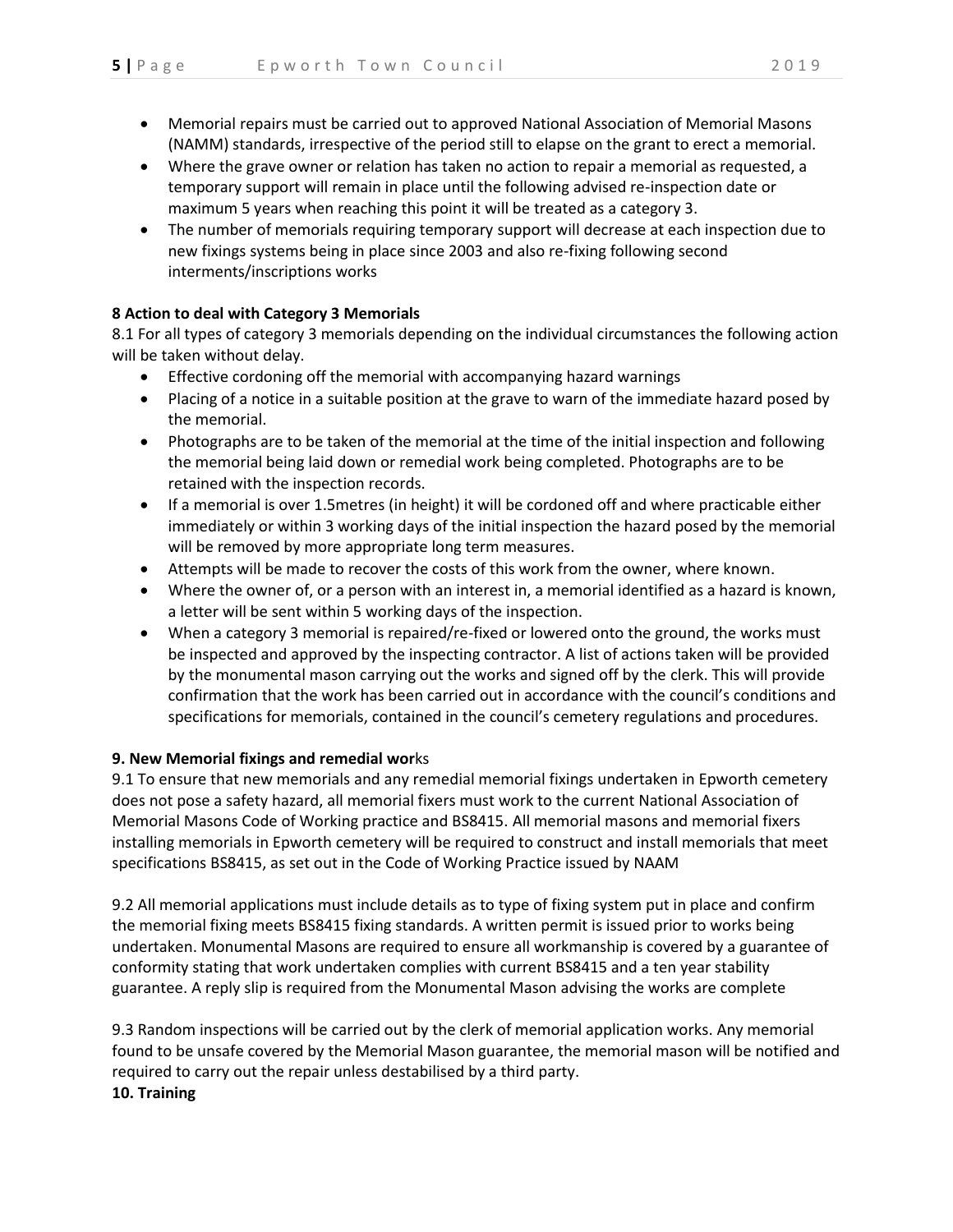- Memorial repairs must be carried out to approved National Association of Memorial Masons (NAMM) standards, irrespective of the period still to elapse on the grant to erect a memorial.
- Where the grave owner or relation has taken no action to repair a memorial as requested, a temporary support will remain in place until the following advised re-inspection date or maximum 5 years when reaching this point it will be treated as a category 3.
- The number of memorials requiring temporary support will decrease at each inspection due to new fixings systems being in place since 2003 and also re-fixing following second interments/inscriptions works

**8 Action to deal with Category 3 Memorials**

8.1 For all types of category 3 memorials depending on the individual circumstances the following action will be taken without delay.

- Effective cordoning off the memorial with accompanying hazard warnings
- Placing of a notice in a suitable position at the grave to warn of the immediate hazard posed by the memorial.
- Photographs are to be taken of the memorial at the time of the initial inspection and following the memorial being laid down or remedial work being completed. Photographs are to be retained with the inspection records.
- If a memorial is over 1.5metres (in height) it will be cordoned off and where practicable either immediately or within 3 working days of the initial inspection the hazard posed by the memorial will be removed by more appropriate long term measures.
- Attempts will be made to recover the costs of this work from the owner, where known.
- Where the owner of, or a person with an interest in, a memorial identified as a hazard is known, a letter will be sent within 5 working days of the inspection.
- When a category 3 memorial is repaired/re-fixed or lowered onto the ground, the works must be inspected and approved by the inspecting contractor. A list of actions taken will be provided by the monumental mason carrying out the works and signed off by the clerk. This will provide confirmation that the work has been carried out in accordance with the council's conditions and specifications for memorials, contained in the council's cemetery regulations and procedures.

**9. New Memorial fixings and remedial wor**ks

9.1 To ensure that new memorials and any remedial memorial fixings undertaken in Epworth cemetery does not pose a safety hazard, all memorial fixers must work to the current National Association of Memorial Masons Code of Working practice and BS8415. All memorial masons and memorial fixers installing memorials in Epworth cemetery will be required to construct and install memorials that meet specifications BS8415, as set out in the Code of Working Practice issued by NAAM

9.2 All memorial applications must include details as to type of fixing system put in place and confirm the memorial fixing meets BS8415 fixing standards. A written permit is issued prior to works being undertaken. Monumental Masons are required to ensure all workmanship is covered by a guarantee of conformity stating that work undertaken complies with current BS8415 and a ten year stability guarantee. A reply slip is required from the Monumental Mason advising the works are complete

9.3 Random inspections will be carried out by the clerk of memorial application works. Any memorial found to be unsafe covered by the Memorial Mason guarantee, the memorial mason will be notified and required to carry out the repair unless destabilised by a third party.

**10. Training**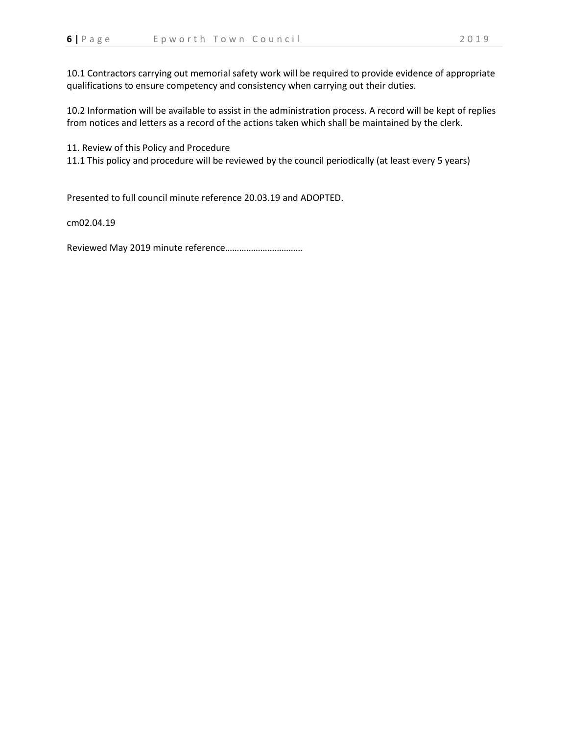10.1 Contractors carrying out memorial safety work will be required to provide evidence of appropriate qualifications to ensure competency and consistency when carrying out their duties.

10.2 Information will be available to assist in the administration process. A record will be kept of replies from notices and letters as a record of the actions taken which shall be maintained by the clerk.

11. Review of this Policy and Procedure
11.1 This policy and procedure will be reviewed by the council periodically (at least every 5 years)

Presented to full council minute reference 20.03.19 and ADOPTED.

cm02.04.19

Reviewed May 2019 minute reference……………………………